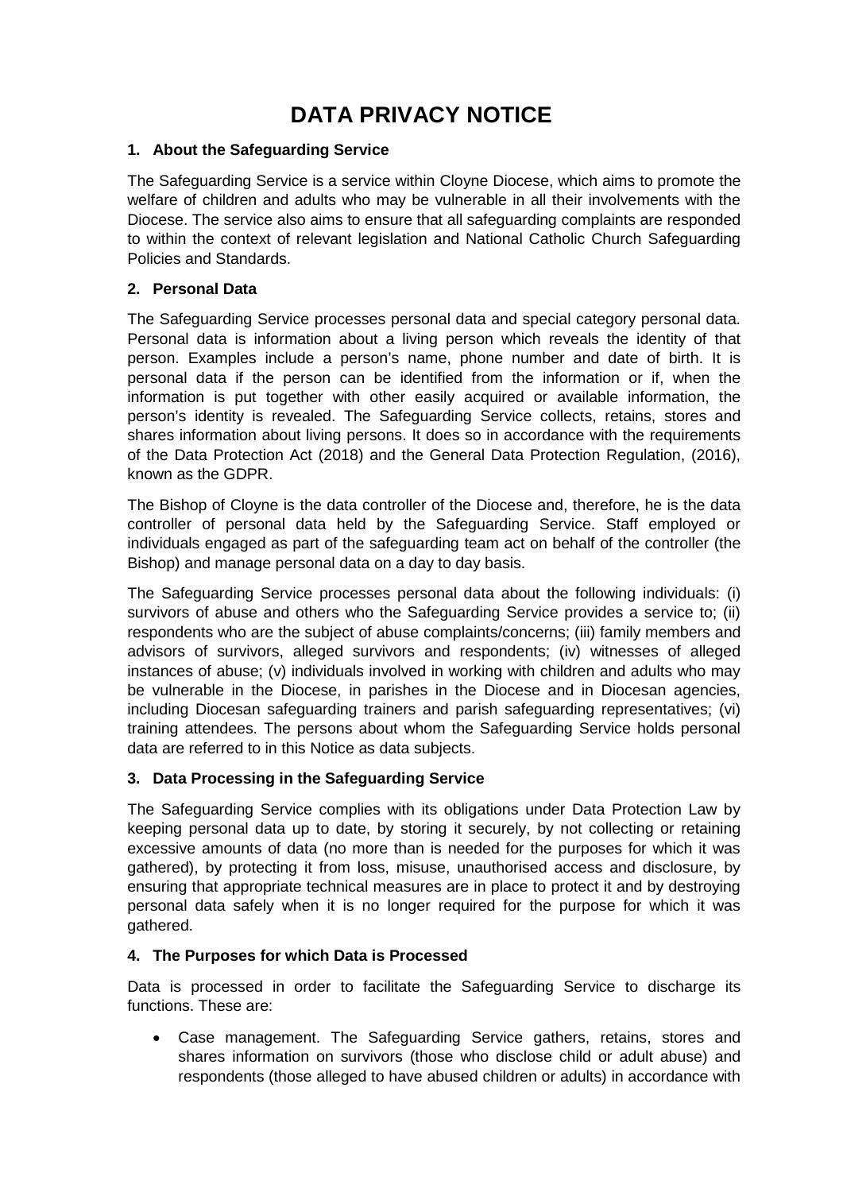# DATA PRIVACY NOTICE

## 1. About the Safeguarding Service

The Safeguarding Service is a service within Cloyne Diocese, which aims to promote the welfare of children and adults who may be vulnerable in all their involvements with the Diocese. The service also aims to ensure that all safeguarding complaints are responded to within the context of relevant legislation and National Catholic Church Safeguarding Policies and Standards.

## 2. Personal Data

The Safeguarding Service processes personal data and special category personal data. Personal data is information about a living person which reveals the identity of that person. Examples include a person's name, phone number and date of birth. It is personal data if the person can be identified from the information or if, when the information is put together with other easily acquired or available information, the person's identity is revealed. The Safeguarding Service collects, retains, stores and shares information about living persons. It does so in accordance with the requirements of the Data Protection Act (2018) and the General Data Protection Regulation, (2016), known as the GDPR.

The Bishop of Cloyne is the data controller of the Diocese and, therefore, he is the data controller of personal data held by the Safeguarding Service. Staff employed or individuals engaged as part of the safeguarding team act on behalf of the controller (the Bishop) and manage personal data on a day to day basis.

The Safeguarding Service processes personal data about the following individuals: (i) survivors of abuse and others who the Safeguarding Service provides a service to; (ii) respondents who are the subject of abuse complaints/concerns; (iii) family members and advisors of survivors, alleged survivors and respondents; (iv) witnesses of alleged instances of abuse; (v) individuals involved in working with children and adults who may be vulnerable in the Diocese, in parishes in the Diocese and in Diocesan agencies, including Diocesan safeguarding trainers and parish safeguarding representatives; (vi) training attendees. The persons about whom the Safeguarding Service holds personal data are referred to in this Notice as data subjects.

## 3. Data Processing in the Safeguarding Service

The Safeguarding Service complies with its obligations under Data Protection Law by keeping personal data up to date, by storing it securely, by not collecting or retaining excessive amounts of data (no more than is needed for the purposes for which it was gathered), by protecting it from loss, misuse, unauthorised access and disclosure, by ensuring that appropriate technical measures are in place to protect it and by destroying personal data safely when it is no longer required for the purpose for which it was gathered.

## 4. The Purposes for which Data is Processed

Data is processed in order to facilitate the Safeguarding Service to discharge its functions. These are:

- Case management. The Safeguarding Service gathers, retains, stores and shares information on survivors (those who disclose child or adult abuse) and respondents (those alleged to have abused children or adults) in accordance with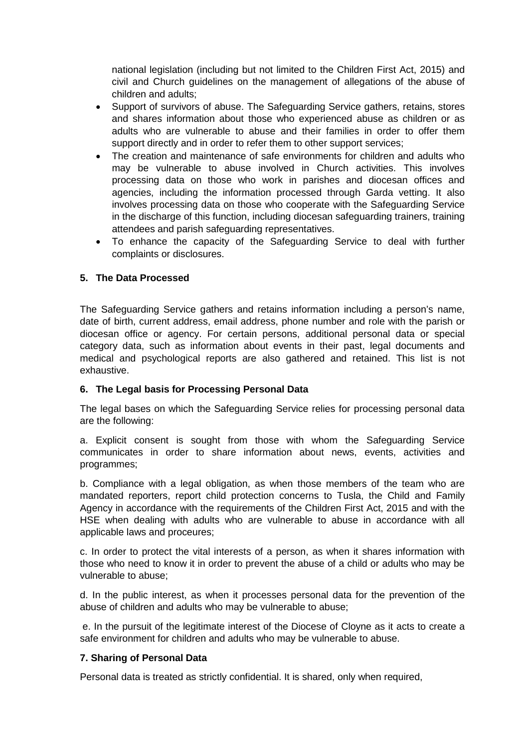national legislation (including but not limited to the Children First Act, 2015) and civil and Church guidelines on the management of allegations of the abuse of children and adults;

- Support of survivors of abuse. The Safeguarding Service gathers, retains, stores and shares information about those who experienced abuse as children or as adults who are vulnerable to abuse and their families in order to offer them support directly and in order to refer them to other support services;
- The creation and maintenance of safe environments for children and adults who may be vulnerable to abuse involved in Church activities. This involves processing data on those who work in parishes and diocesan offices and agencies, including the information processed through Garda vetting. It also involves processing data on those who cooperate with the Safeguarding Service in the discharge of this function, including diocesan safeguarding trainers, training attendees and parish safeguarding representatives.
- To enhance the capacity of the Safeguarding Service to deal with further complaints or disclosures.

**5. The Data Processed**

The Safeguarding Service gathers and retains information including a person's name, date of birth, current address, email address, phone number and role with the parish or diocesan office or agency. For certain persons, additional personal data or special category data, such as information about events in their past, legal documents and medical and psychological reports are also gathered and retained. This list is not exhaustive.

**6. The Legal basis for Processing Personal Data**

The legal bases on which the Safeguarding Service relies for processing personal data are the following:

a. Explicit consent is sought from those with whom the Safeguarding Service communicates in order to share information about news, events, activities and programmes;

b. Compliance with a legal obligation, as when those members of the team who are mandated reporters, report child protection concerns to Tusla, the Child and Family Agency in accordance with the requirements of the Children First Act, 2015 and with the HSE when dealing with adults who are vulnerable to abuse in accordance with all applicable laws and proceures;

c. In order to protect the vital interests of a person, as when it shares information with those who need to know it in order to prevent the abuse of a child or adults who may be vulnerable to abuse;

d. In the public interest, as when it processes personal data for the prevention of the abuse of children and adults who may be vulnerable to abuse;

e. In the pursuit of the legitimate interest of the Diocese of Cloyne as it acts to create a safe environment for children and adults who may be vulnerable to abuse.

**7. Sharing of Personal Data**

Personal data is treated as strictly confidential. It is shared, only when required,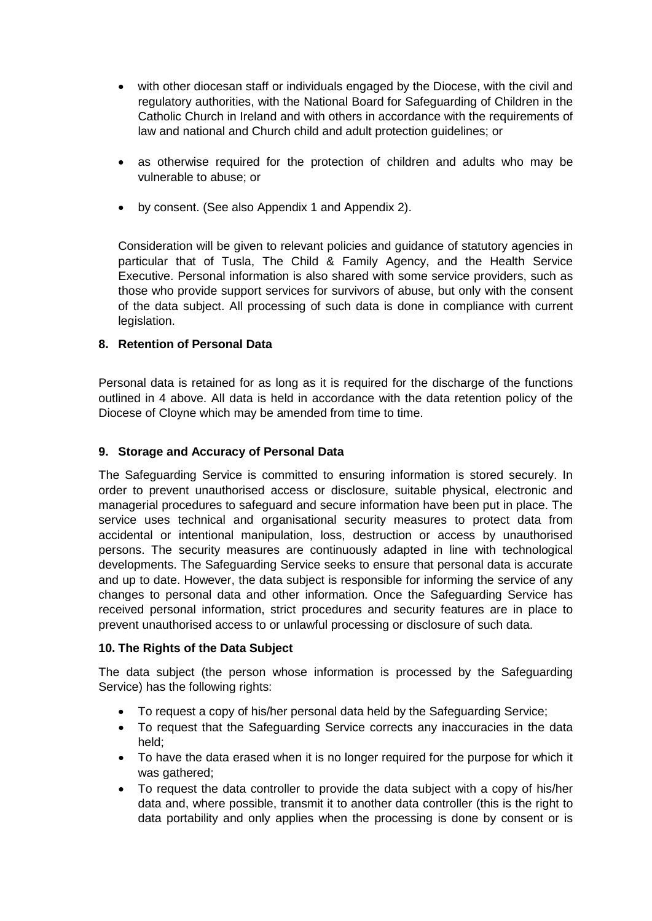- with other diocesan staff or individuals engaged by the Diocese, with the civil and regulatory authorities, with the National Board for Safeguarding of Children in the Catholic Church in Ireland and with others in accordance with the requirements of law and national and Church child and adult protection guidelines; or

- as otherwise required for the protection of children and adults who may be vulnerable to abuse; or

- by consent. (See also Appendix 1 and Appendix 2).

Consideration will be given to relevant policies and guidance of statutory agencies in particular that of Tusla, The Child & Family Agency, and the Health Service Executive. Personal information is also shared with some service providers, such as those who provide support services for survivors of abuse, but only with the consent of the data subject. All processing of such data is done in compliance with current legislation.

**8. Retention of Personal Data**

Personal data is retained for as long as it is required for the discharge of the functions outlined in 4 above. All data is held in accordance with the data retention policy of the Diocese of Cloyne which may be amended from time to time.

**9. Storage and Accuracy of Personal Data**

The Safeguarding Service is committed to ensuring information is stored securely. In order to prevent unauthorised access or disclosure, suitable physical, electronic and managerial procedures to safeguard and secure information have been put in place. The service uses technical and organisational security measures to protect data from accidental or intentional manipulation, loss, destruction or access by unauthorised persons. The security measures are continuously adapted in line with technological developments. The Safeguarding Service seeks to ensure that personal data is accurate and up to date. However, the data subject is responsible for informing the service of any changes to personal data and other information. Once the Safeguarding Service has received personal information, strict procedures and security features are in place to prevent unauthorised access to or unlawful processing or disclosure of such data.

**10. The Rights of the Data Subject**

The data subject (the person whose information is processed by the Safeguarding Service) has the following rights:

- To request a copy of his/her personal data held by the Safeguarding Service;
- To request that the Safeguarding Service corrects any inaccuracies in the data held;
- To have the data erased when it is no longer required for the purpose for which it was gathered;
- To request the data controller to provide the data subject with a copy of his/her data and, where possible, transmit it to another data controller (this is the right to data portability and only applies when the processing is done by consent or is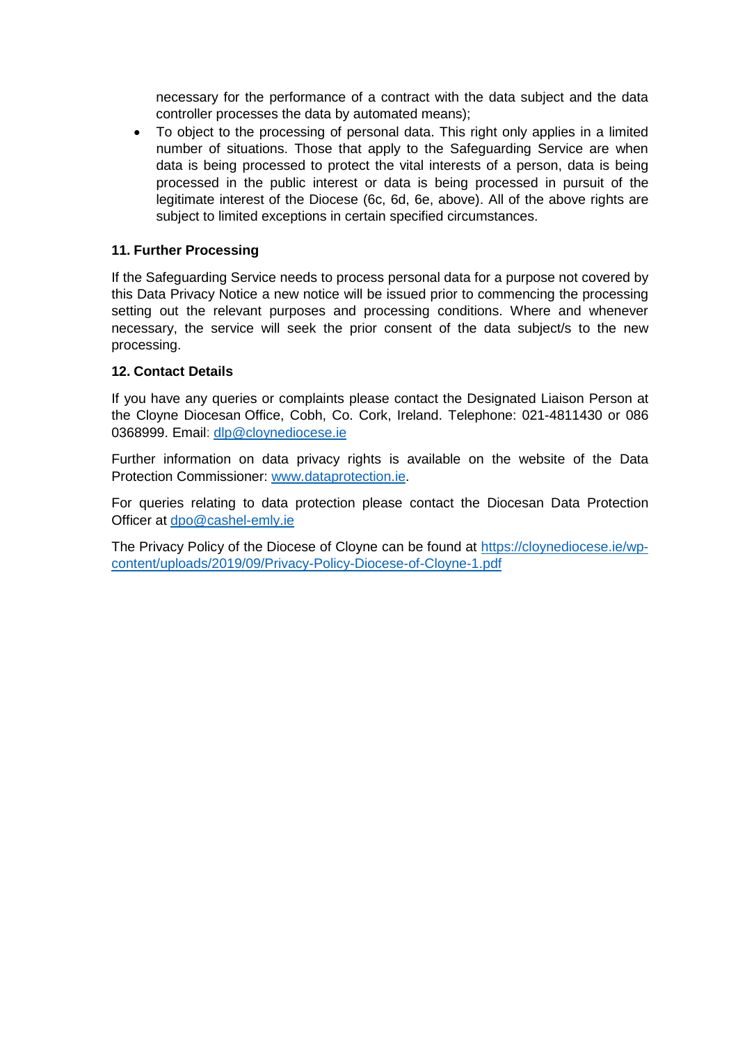necessary for the performance of a contract with the data subject and the data controller processes the data by automated means);

- To object to the processing of personal data. This right only applies in a limited number of situations. Those that apply to the Safeguarding Service are when data is being processed to protect the vital interests of a person, data is being processed in the public interest or data is being processed in pursuit of the legitimate interest of the Diocese (6c, 6d, 6e, above). All of the above rights are subject to limited exceptions in certain specified circumstances.

**11. Further Processing**

If the Safeguarding Service needs to process personal data for a purpose not covered by this Data Privacy Notice a new notice will be issued prior to commencing the processing setting out the relevant purposes and processing conditions. Where and whenever necessary, the service will seek the prior consent of the data subject/s to the new processing.

**12. Contact Details**

If you have any queries or complaints please contact the Designated Liaison Person at the Cloyne Diocesan Office, Cobh, Co. Cork, Ireland. Telephone: 021-4811430 or 086 0368999. Email: dlp@cloynediocese.ie

Further information on data privacy rights is available on the website of the Data Protection Commissioner: www.dataprotection.ie.

For queries relating to data protection please contact the Diocesan Data Protection Officer at dpo@cashel-emly.ie

The Privacy Policy of the Diocese of Cloyne can be found at https://cloynediocese.ie/wp-content/uploads/2019/09/Privacy-Policy-Diocese-of-Cloyne-1.pdf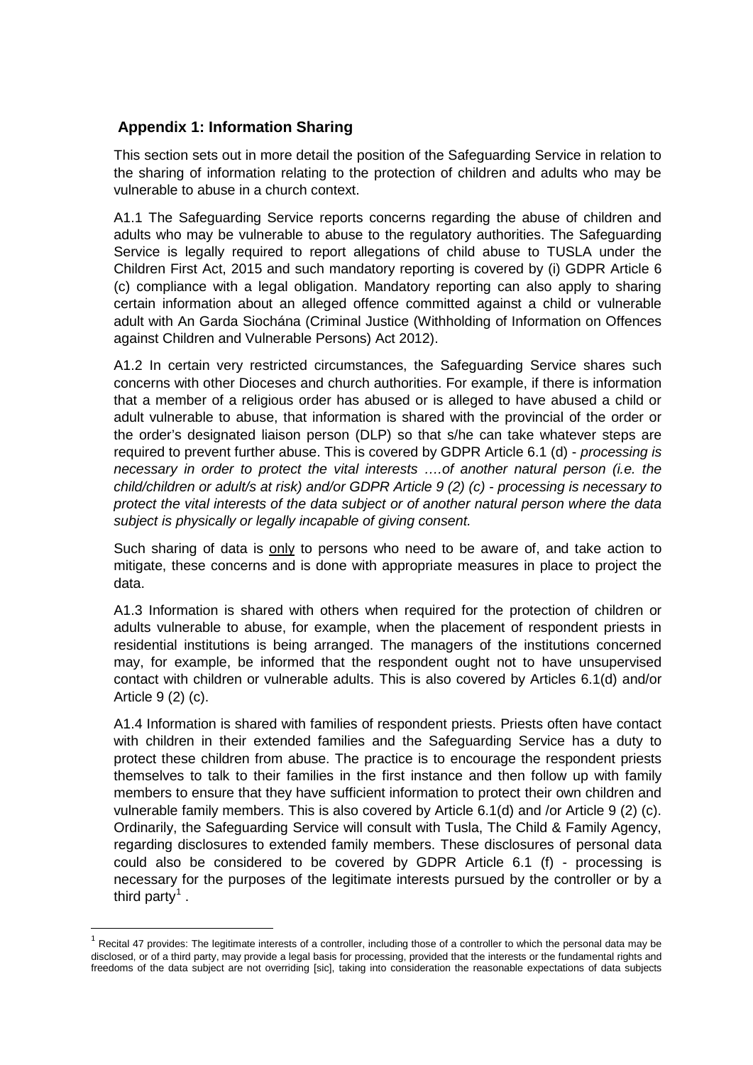## Appendix 1: Information Sharing

This section sets out in more detail the position of the Safeguarding Service in relation to the sharing of information relating to the protection of children and adults who may be vulnerable to abuse in a church context.

A1.1 The Safeguarding Service reports concerns regarding the abuse of children and adults who may be vulnerable to abuse to the regulatory authorities. The Safeguarding Service is legally required to report allegations of child abuse to TUSLA under the Children First Act, 2015 and such mandatory reporting is covered by (i) GDPR Article 6 (c) compliance with a legal obligation. Mandatory reporting can also apply to sharing certain information about an alleged offence committed against a child or vulnerable adult with An Garda Siochána (Criminal Justice (Withholding of Information on Offences against Children and Vulnerable Persons) Act 2012).

A1.2 In certain very restricted circumstances, the Safeguarding Service shares such concerns with other Dioceses and church authorities. For example, if there is information that a member of a religious order has abused or is alleged to have abused a child or adult vulnerable to abuse, that information is shared with the provincial of the order or the order's designated liaison person (DLP) so that s/he can take whatever steps are required to prevent further abuse. This is covered by GDPR Article 6.1 (d) - *processing is necessary in order to protect the vital interests ….of another natural person (i.e. the child/children or adult/s at risk) and/or GDPR Article 9 (2) (c) - processing is necessary to protect the vital interests of the data subject or of another natural person where the data subject is physically or legally incapable of giving consent.*

Such sharing of data is <u>only</u> to persons who need to be aware of, and take action to mitigate, these concerns and is done with appropriate measures in place to project the data.

A1.3 Information is shared with others when required for the protection of children or adults vulnerable to abuse, for example, when the placement of respondent priests in residential institutions is being arranged. The managers of the institutions concerned may, for example, be informed that the respondent ought not to have unsupervised contact with children or vulnerable adults. This is also covered by Articles 6.1(d) and/or Article 9 (2) (c).

A1.4 Information is shared with families of respondent priests. Priests often have contact with children in their extended families and the Safeguarding Service has a duty to protect these children from abuse. The practice is to encourage the respondent priests themselves to talk to their families in the first instance and then follow up with family members to ensure that they have sufficient information to protect their own children and vulnerable family members. This is also covered by Article 6.1(d) and /or Article 9 (2) (c). Ordinarily, the Safeguarding Service will consult with Tusla, The Child & Family Agency, regarding disclosures to extended family members. These disclosures of personal data could also be considered to be covered by GDPR Article 6.1 (f) - processing is necessary for the purposes of the legitimate interests pursued by the controller or by a third party[1] .

---

[1] Recital 47 provides: The legitimate interests of a controller, including those of a controller to which the personal data may be disclosed, or of a third party, may provide a legal basis for processing, provided that the interests or the fundamental rights and freedoms of the data subject are not overriding [sic], taking into consideration the reasonable expectations of data subjects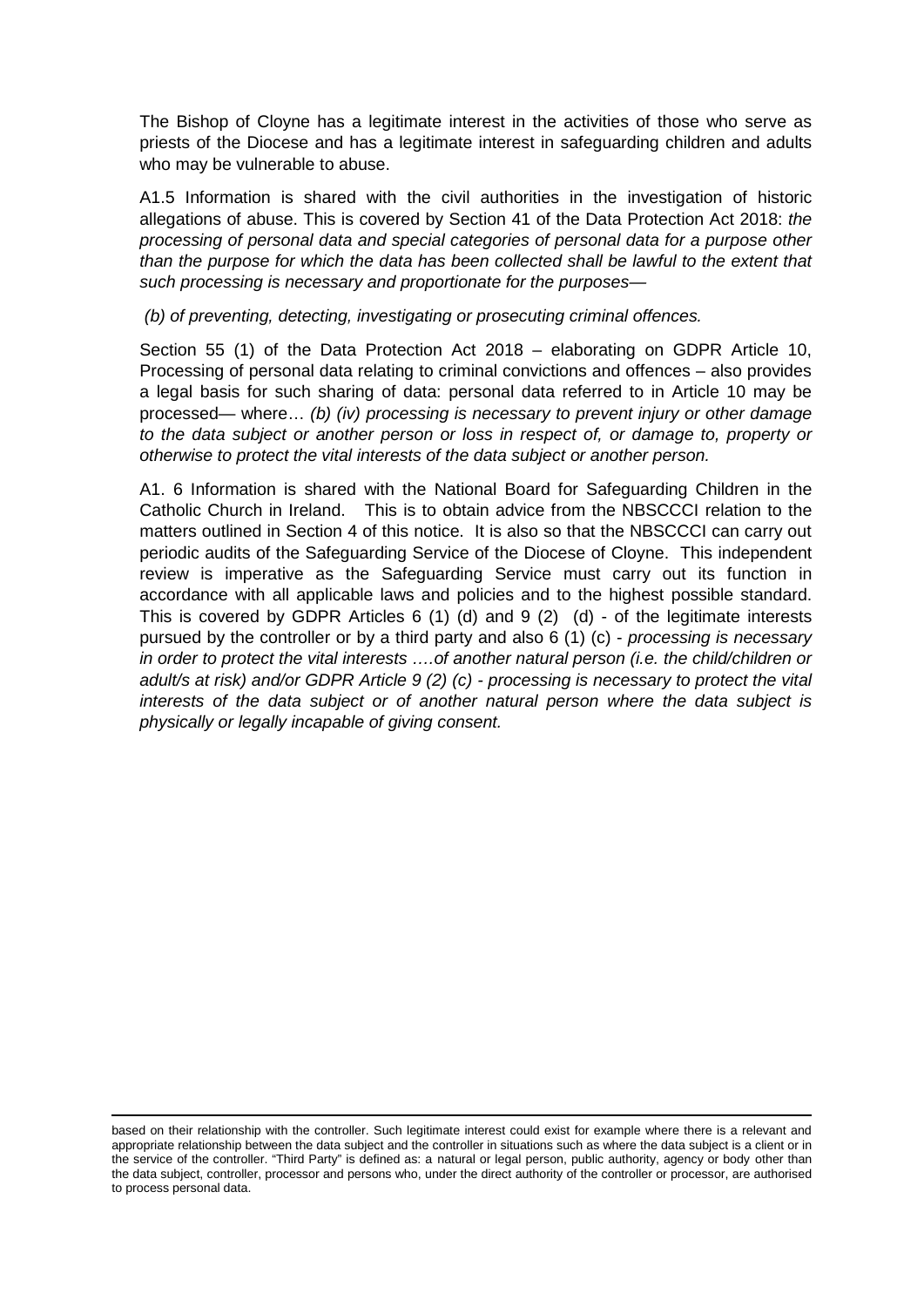The Bishop of Cloyne has a legitimate interest in the activities of those who serve as priests of the Diocese and has a legitimate interest in safeguarding children and adults who may be vulnerable to abuse.

A1.5 Information is shared with the civil authorities in the investigation of historic allegations of abuse. This is covered by Section 41 of the Data Protection Act 2018: *the processing of personal data and special categories of personal data for a purpose other than the purpose for which the data has been collected shall be lawful to the extent that such processing is necessary and proportionate for the purposes—*

*(b) of preventing, detecting, investigating or prosecuting criminal offences.*

Section 55 (1) of the Data Protection Act 2018 – elaborating on GDPR Article 10, Processing of personal data relating to criminal convictions and offences – also provides a legal basis for such sharing of data: personal data referred to in Article 10 may be processed— where… *(b) (iv) processing is necessary to prevent injury or other damage to the data subject or another person or loss in respect of, or damage to, property or otherwise to protect the vital interests of the data subject or another person.*

A1. 6 Information is shared with the National Board for Safeguarding Children in the Catholic Church in Ireland. This is to obtain advice from the NBSCCCI relation to the matters outlined in Section 4 of this notice. It is also so that the NBSCCCI can carry out periodic audits of the Safeguarding Service of the Diocese of Cloyne. This independent review is imperative as the Safeguarding Service must carry out its function in accordance with all applicable laws and policies and to the highest possible standard. This is covered by GDPR Articles 6 (1) (d) and 9 (2) (d) - of the legitimate interests pursued by the controller or by a third party and also 6 (1) (c) - *processing is necessary in order to protect the vital interests ….of another natural person (i.e. the child/children or adult/s at risk) and/or GDPR Article 9 (2) (c) - processing is necessary to protect the vital interests of the data subject or of another natural person where the data subject is physically or legally incapable of giving consent.*

---

based on their relationship with the controller. Such legitimate interest could exist for example where there is a relevant and appropriate relationship between the data subject and the controller in situations such as where the data subject is a client or in the service of the controller. "Third Party" is defined as: a natural or legal person, public authority, agency or body other than the data subject, controller, processor and persons who, under the direct authority of the controller or processor, are authorised to process personal data.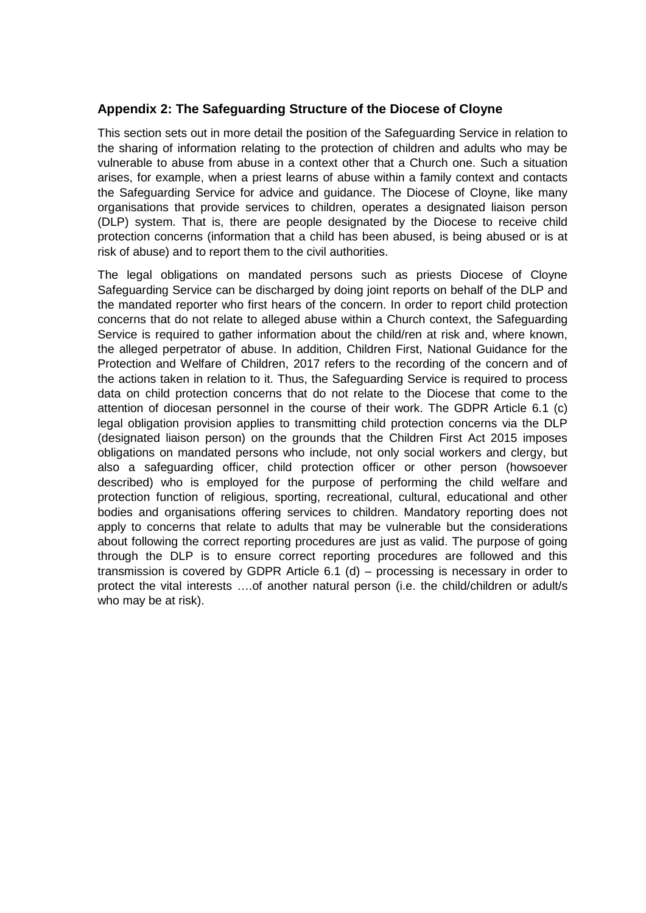## Appendix 2: The Safeguarding Structure of the Diocese of Cloyne

This section sets out in more detail the position of the Safeguarding Service in relation to the sharing of information relating to the protection of children and adults who may be vulnerable to abuse from abuse in a context other that a Church one. Such a situation arises, for example, when a priest learns of abuse within a family context and contacts the Safeguarding Service for advice and guidance. The Diocese of Cloyne, like many organisations that provide services to children, operates a designated liaison person (DLP) system. That is, there are people designated by the Diocese to receive child protection concerns (information that a child has been abused, is being abused or is at risk of abuse) and to report them to the civil authorities.

The legal obligations on mandated persons such as priests Diocese of Cloyne Safeguarding Service can be discharged by doing joint reports on behalf of the DLP and the mandated reporter who first hears of the concern. In order to report child protection concerns that do not relate to alleged abuse within a Church context, the Safeguarding Service is required to gather information about the child/ren at risk and, where known, the alleged perpetrator of abuse. In addition, Children First, National Guidance for the Protection and Welfare of Children, 2017 refers to the recording of the concern and of the actions taken in relation to it. Thus, the Safeguarding Service is required to process data on child protection concerns that do not relate to the Diocese that come to the attention of diocesan personnel in the course of their work. The GDPR Article 6.1 (c) legal obligation provision applies to transmitting child protection concerns via the DLP (designated liaison person) on the grounds that the Children First Act 2015 imposes obligations on mandated persons who include, not only social workers and clergy, but also a safeguarding officer, child protection officer or other person (howsoever described) who is employed for the purpose of performing the child welfare and protection function of religious, sporting, recreational, cultural, educational and other bodies and organisations offering services to children. Mandatory reporting does not apply to concerns that relate to adults that may be vulnerable but the considerations about following the correct reporting procedures are just as valid. The purpose of going through the DLP is to ensure correct reporting procedures are followed and this transmission is covered by GDPR Article 6.1 (d) – processing is necessary in order to protect the vital interests ….of another natural person (i.e. the child/children or adult/s who may be at risk).